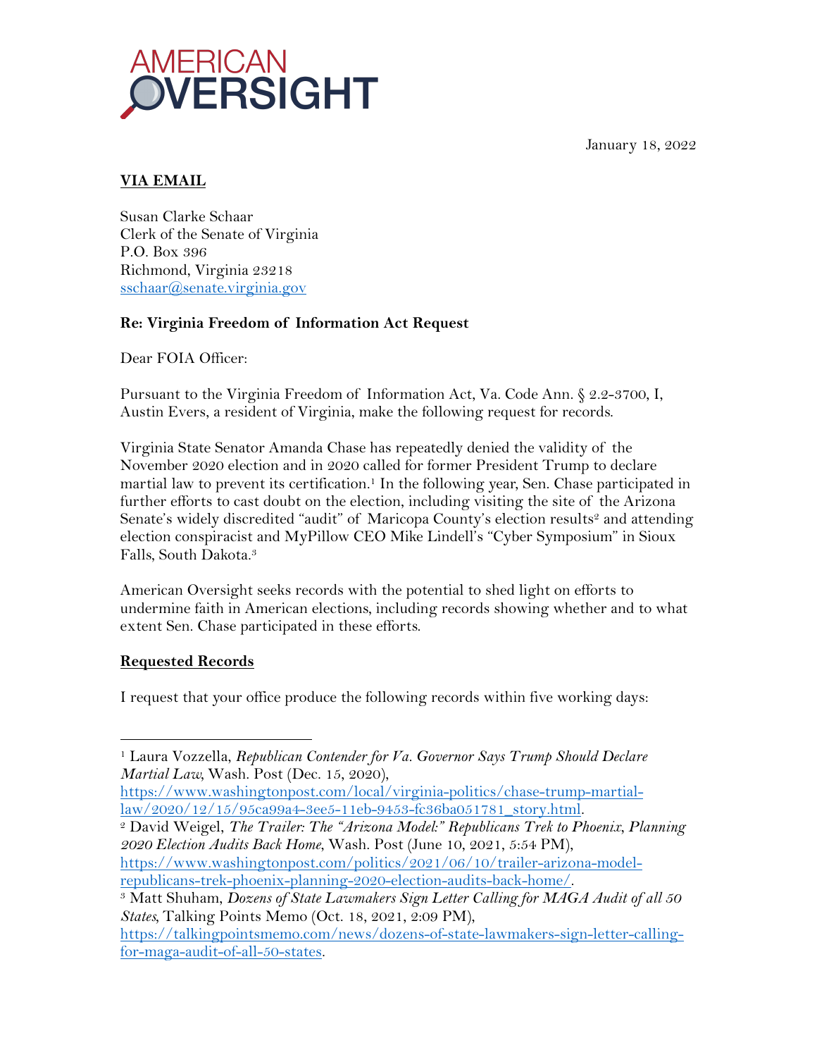AMERICAN OVERSIGHT

January 18, 2022

**VIA EMAIL**

Susan Clarke Schaar
Clerk of the Senate of Virginia
P.O. Box 396
Richmond, Virginia 23218
ssschaar@senate.virginia.gov

**Re: Virginia Freedom of Information Act Request**

Dear FOIA Officer:

Pursuant to the Virginia Freedom of Information Act, Va. Code Ann. § 2.2-3700, I, Austin Evers, a resident of Virginia, make the following request for records.

Virginia State Senator Amanda Chase has repeatedly denied the validity of the November 2020 election and in 2020 called for former President Trump to declare martial law to prevent its certification.[1] In the following year, Sen. Chase participated in further efforts to cast doubt on the election, including visiting the site of the Arizona Senate's widely discredited "audit" of Maricopa County's election results[2] and attending election conspiracist and MyPillow CEO Mike Lindell's "Cyber Symposium" in Sioux Falls, South Dakota.[3]

American Oversight seeks records with the potential to shed light on efforts to undermine faith in American elections, including records showing whether and to what extent Sen. Chase participated in these efforts.

**Requested Records**

I request that your office produce the following records within five working days:

---

[1] Laura Vozzella, *Republican Contender for Va. Governor Says Trump Should Declare Martial Law*, Wash. Post (Dec. 15, 2020), https://www.washingtonpost.com/local/virginia-politics/chase-trump-martial-law/2020/12/15/95ca99a4-3ee5-11eb-9453-fc36ba051781_story.html.

[2] David Weigel, *The Trailer: The "Arizona Model:" Republicans Trek to Phoenix, Planning 2020 Election Audits Back Home*, Wash. Post (June 10, 2021, 5:54 PM), https://www.washingtonpost.com/politics/2021/06/10/trailer-arizona-model-republicans-trek-phoenix-planning-2020-election-audits-back-home/.

[3] Matt Shuham, *Dozens of State Lawmakers Sign Letter Calling for MAGA Audit of all 50 States*, Talking Points Memo (Oct. 18, 2021, 2:09 PM), https://talkingpointsmemo.com/news/dozens-of-state-lawmakers-sign-letter-calling-for-maga-audit-of-all-50-states.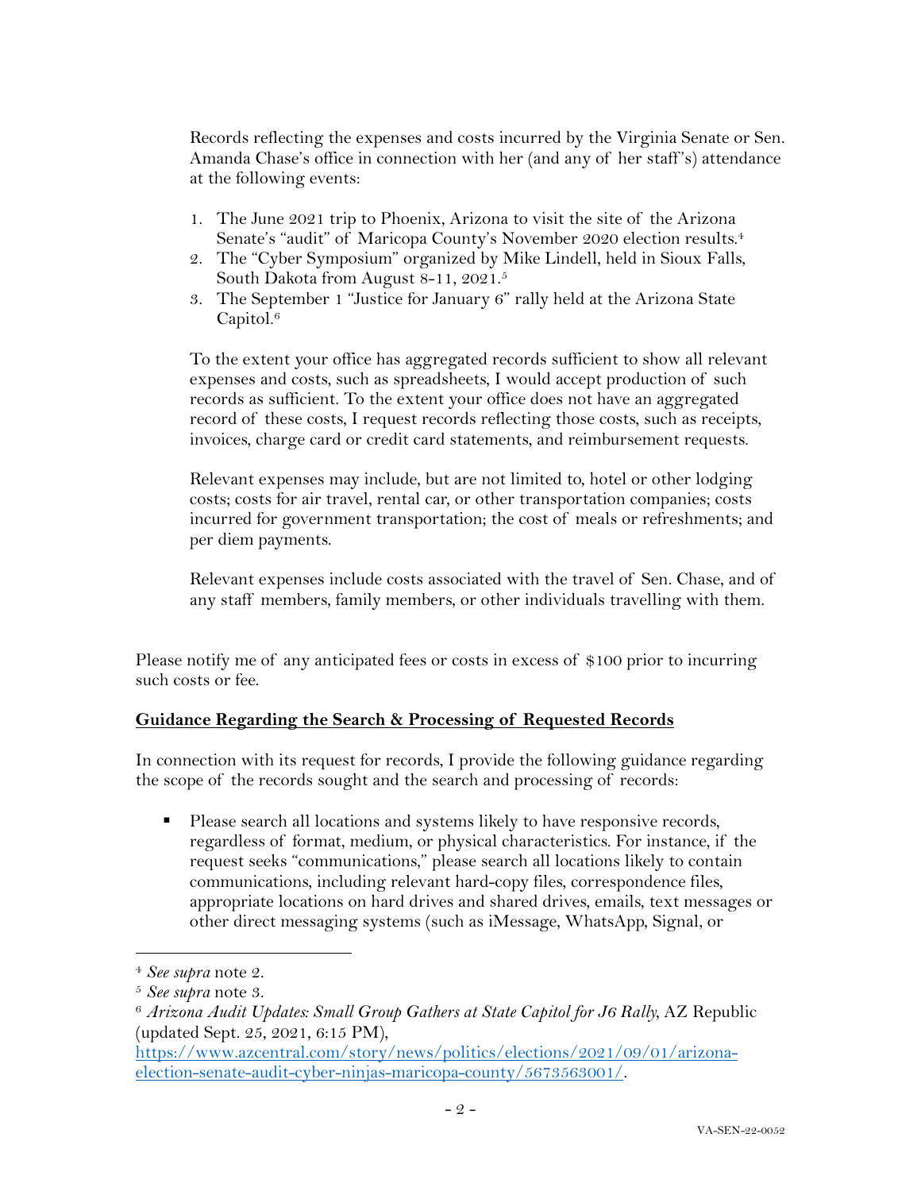Records reflecting the expenses and costs incurred by the Virginia Senate or Sen. Amanda Chase's office in connection with her (and any of her staff's) attendance at the following events:

1. The June 2021 trip to Phoenix, Arizona to visit the site of the Arizona Senate's "audit" of Maricopa County's November 2020 election results.[4]
2. The "Cyber Symposium" organized by Mike Lindell, held in Sioux Falls, South Dakota from August 8-11, 2021.[5]
3. The September 1 "Justice for January 6" rally held at the Arizona State Capitol.[6]

To the extent your office has aggregated records sufficient to show all relevant expenses and costs, such as spreadsheets, I would accept production of such records as sufficient. To the extent your office does not have an aggregated record of these costs, I request records reflecting those costs, such as receipts, invoices, charge card or credit card statements, and reimbursement requests.

Relevant expenses may include, but are not limited to, hotel or other lodging costs; costs for air travel, rental car, or other transportation companies; costs incurred for government transportation; the cost of meals or refreshments; and per diem payments.

Relevant expenses include costs associated with the travel of Sen. Chase, and of any staff members, family members, or other individuals travelling with them.

Please notify me of any anticipated fees or costs in excess of $100 prior to incurring such costs or fee.

## **<u>Guidance Regarding the Search & Processing of Requested Records</u>**

In connection with its request for records, I provide the following guidance regarding the scope of the records sought and the search and processing of records:

- Please search all locations and systems likely to have responsive records, regardless of format, medium, or physical characteristics. For instance, if the request seeks "communications," please search all locations likely to contain communications, including relevant hard-copy files, correspondence files, appropriate locations on hard drives and shared drives, emails, text messages or other direct messaging systems (such as iMessage, WhatsApp, Signal, or

---

[4] *See supra* note 2.

[5] *See supra* note 3.

[6] *Arizona Audit Updates: Small Group Gathers at State Capitol for J6 Rally*, AZ Republic (updated Sept. 25, 2021, 6:15 PM), https://www.azcentral.com/story/news/politics/elections/2021/09/01/arizona-election-senate-audit-cyber-ninjas-maricopa-county/5673563001/.

VA-SEN-22-0052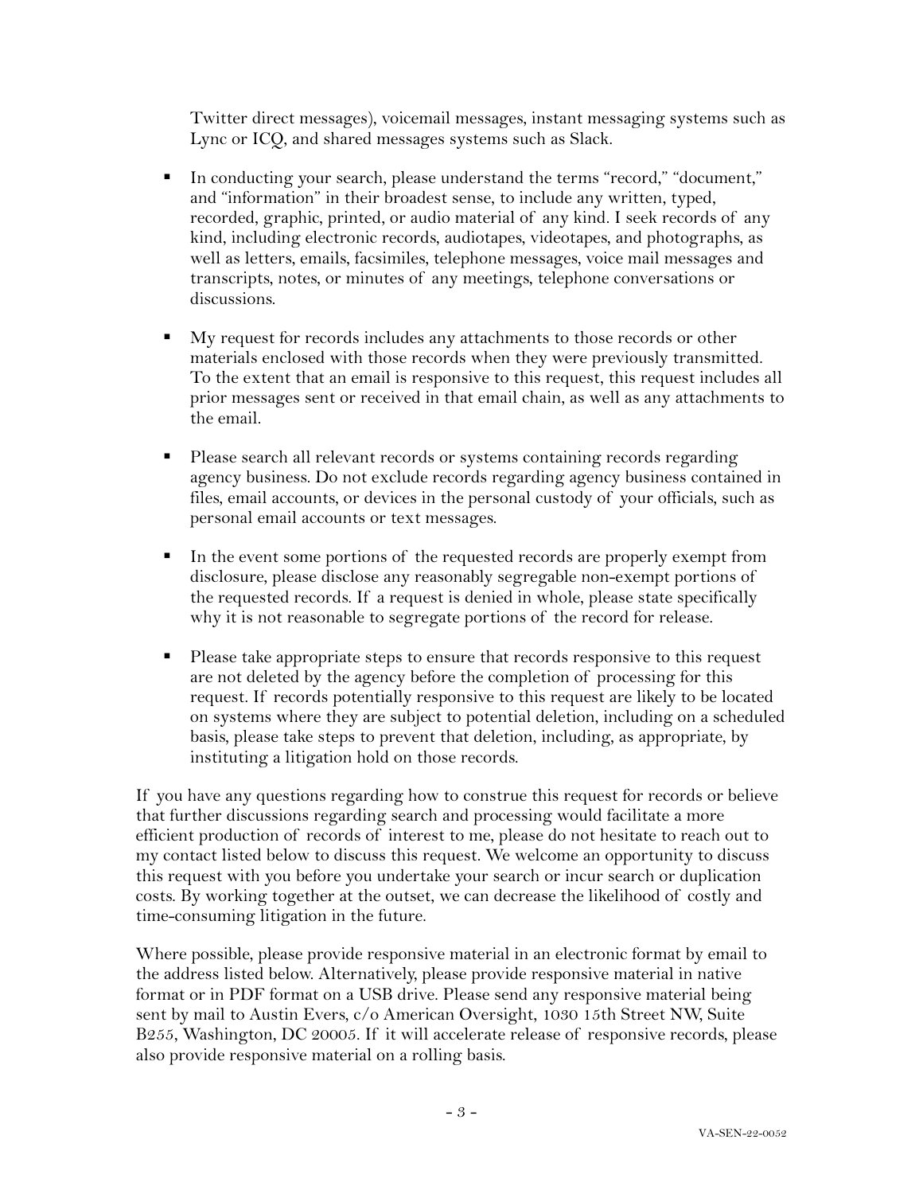Twitter direct messages), voicemail messages, instant messaging systems such as Lync or ICQ, and shared messages systems such as Slack.

- In conducting your search, please understand the terms "record," "document," and "information" in their broadest sense, to include any written, typed, recorded, graphic, printed, or audio material of any kind. I seek records of any kind, including electronic records, audiotapes, videotapes, and photographs, as well as letters, emails, facsimiles, telephone messages, voice mail messages and transcripts, notes, or minutes of any meetings, telephone conversations or discussions.

- My request for records includes any attachments to those records or other materials enclosed with those records when they were previously transmitted. To the extent that an email is responsive to this request, this request includes all prior messages sent or received in that email chain, as well as any attachments to the email.

- Please search all relevant records or systems containing records regarding agency business. Do not exclude records regarding agency business contained in files, email accounts, or devices in the personal custody of your officials, such as personal email accounts or text messages.

- In the event some portions of the requested records are properly exempt from disclosure, please disclose any reasonably segregable non-exempt portions of the requested records. If a request is denied in whole, please state specifically why it is not reasonable to segregate portions of the record for release.

- Please take appropriate steps to ensure that records responsive to this request are not deleted by the agency before the completion of processing for this request. If records potentially responsive to this request are likely to be located on systems where they are subject to potential deletion, including on a scheduled basis, please take steps to prevent that deletion, including, as appropriate, by instituting a litigation hold on those records.

If you have any questions regarding how to construe this request for records or believe that further discussions regarding search and processing would facilitate a more efficient production of records of interest to me, please do not hesitate to reach out to my contact listed below to discuss this request. We welcome an opportunity to discuss this request with you before you undertake your search or incur search or duplication costs. By working together at the outset, we can decrease the likelihood of costly and time-consuming litigation in the future.

Where possible, please provide responsive material in an electronic format by email to the address listed below. Alternatively, please provide responsive material in native format or in PDF format on a USB drive. Please send any responsive material being sent by mail to Austin Evers, c/o American Oversight, 1030 15th Street NW, Suite B255, Washington, DC 20005. If it will accelerate release of responsive records, please also provide responsive material on a rolling basis.

VA-SEN-22-0052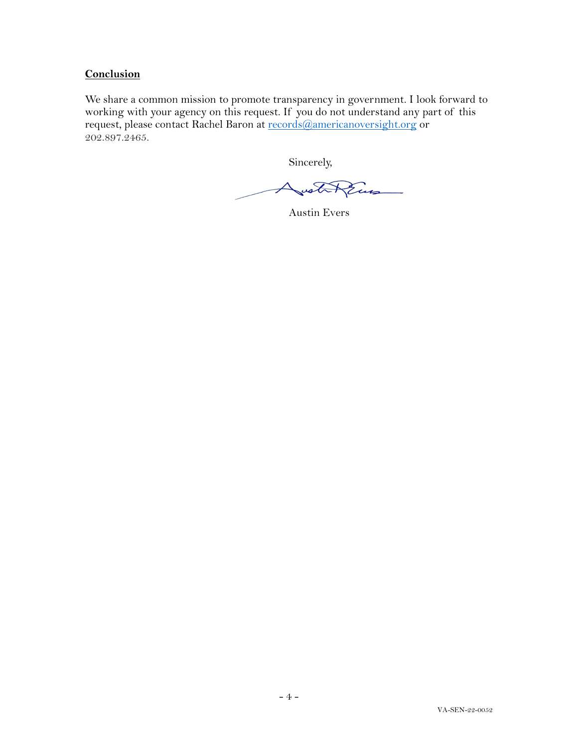**Conclusion**

We share a common mission to promote transparency in government. I look forward to working with your agency on this request. If you do not understand any part of this request, please contact Rachel Baron at records@americanoversight.org or 202.897.2465.

Sincerely,

Austin Evers

VA-SEN-22-0052